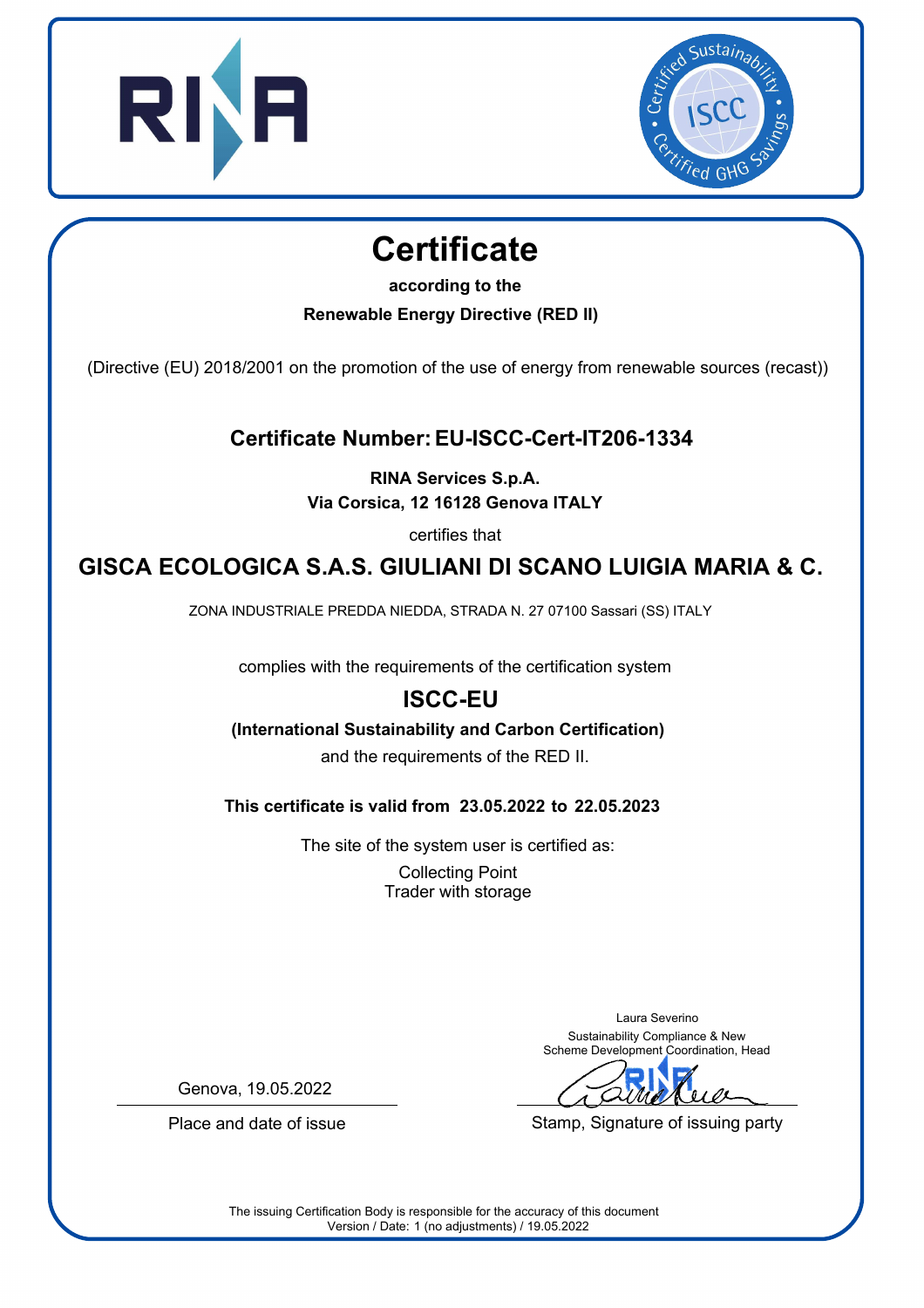# Certificate

**according to the**

**Renewable Energy Directive (RED II)**

(Directive (EU) 2018/2001 on the promotion of the use of energy from renewable sources (recast))

## Certificate Number: EU-ISCC-Cert-IT206-1334

**RINA Services S.p.A.**
**Via Corsica, 12 16128 Genova ITALY**

certifies that

## GISCA ECOLOGICA S.A.S. GIULIANI DI SCANO LUIGIA MARIA & C.

ZONA INDUSTRIALE PREDDA NIEDDA, STRADA N. 27 07100 Sassari (SS) ITALY

complies with the requirements of the certification system

## ISCC-EU

**(International Sustainability and Carbon Certification)**

and the requirements of the RED II.

**This certificate is valid from 23.05.2022 to 22.05.2023**

The site of the system user is certified as:

Collecting Point
Trader with storage

Genova, 19.05.2022

Place and date of issue

Laura Severino
Sustainability Compliance & New Scheme Development Coordination, Head

Stamp, Signature of issuing party

The issuing Certification Body is responsible for the accuracy of this document
Version / Date: 1 (no adjustments) / 19.05.2022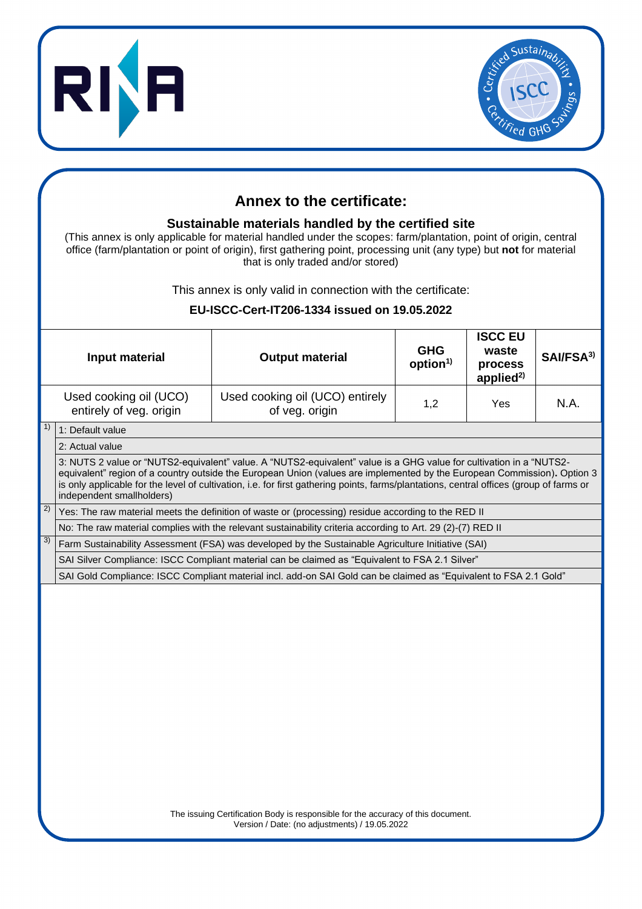# Annex to the certificate:

## Sustainable materials handled by the certified site

(This annex is only applicable for material handled under the scopes: farm/plantation, point of origin, central office (farm/plantation or point of origin), first gathering point, processing unit (any type) but **not** for material that is only traded and/or stored)

This annex is only valid in connection with the certificate:

**EU-ISCC-Cert-IT206-1334 issued on 19.05.2022**

| Input material | Output material | GHG option[1] | ISCC EU waste process applied[2] | SAI/FSA[3] |
|---|---|---|---|---|
| Used cooking oil (UCO) entirely of veg. origin | Used cooking oil (UCO) entirely of veg. origin | 1,2 | Yes | N.A. |

1) 1: Default value

2: Actual value

3: NUTS 2 value or "NUTS2-equivalent" value. A "NUTS2-equivalent" value is a GHG value for cultivation in a "NUTS2-equivalent" region of a country outside the European Union (values are implemented by the European Commission)**.** Option 3 is only applicable for the level of cultivation, i.e. for first gathering points, farms/plantations, central offices (group of farms or independent smallholders)

2) Yes: The raw material meets the definition of waste or (processing) residue according to the RED II

No: The raw material complies with the relevant sustainability criteria according to Art. 29 (2)-(7) RED II

3) Farm Sustainability Assessment (FSA) was developed by the Sustainable Agriculture Initiative (SAI)

SAI Silver Compliance: ISCC Compliant material can be claimed as "Equivalent to FSA 2.1 Silver"

SAI Gold Compliance: ISCC Compliant material incl. add-on SAI Gold can be claimed as "Equivalent to FSA 2.1 Gold"

The issuing Certification Body is responsible for the accuracy of this document.
Version / Date: (no adjustments) / 19.05.2022